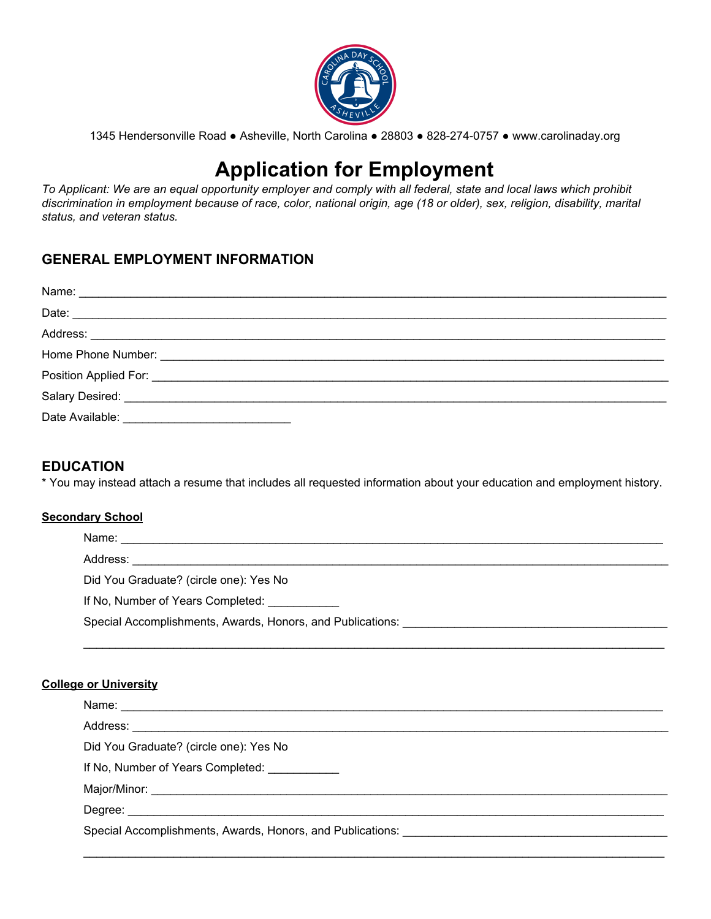1345 Hendersonville Road ● Asheville, North Carolina ● 28803 ● 828-274-0757 ● www.carolinaday.org

# Application for Employment

*To Applicant: We are an equal opportunity employer and comply with all federal, state and local laws which prohibit discrimination in employment because of race, color, national origin, age (18 or older), sex, religion, disability, marital status, and veteran status.*

## GENERAL EMPLOYMENT INFORMATION

Name: ______________________________________________________________________________

Date: ______________________________________________________________________________

Address: ____________________________________________________________________________

Home Phone Number: __________________________________________________________________

Position Applied For: __________________________________________________________________

Salary Desired: ______________________________________________________________________

Date Available: _________________________

## EDUCATION

\* You may instead attach a resume that includes all requested information about your education and employment history.

**Secondary School**

Name: ______________________________________________________________________________

Address: ____________________________________________________________________________

Did You Graduate? (circle one): Yes No

If No, Number of Years Completed: ___________

Special Accomplishments, Awards, Honors, and Publications: _____________________________________

______________________________________________________________________________________

**College or University**

Name: ______________________________________________________________________________

Address: ____________________________________________________________________________

Did You Graduate? (circle one): Yes No

If No, Number of Years Completed: ___________

Major/Minor: _________________________________________________________________________

Degree: _____________________________________________________________________________

Special Accomplishments, Awards, Honors, and Publications: _____________________________________

______________________________________________________________________________________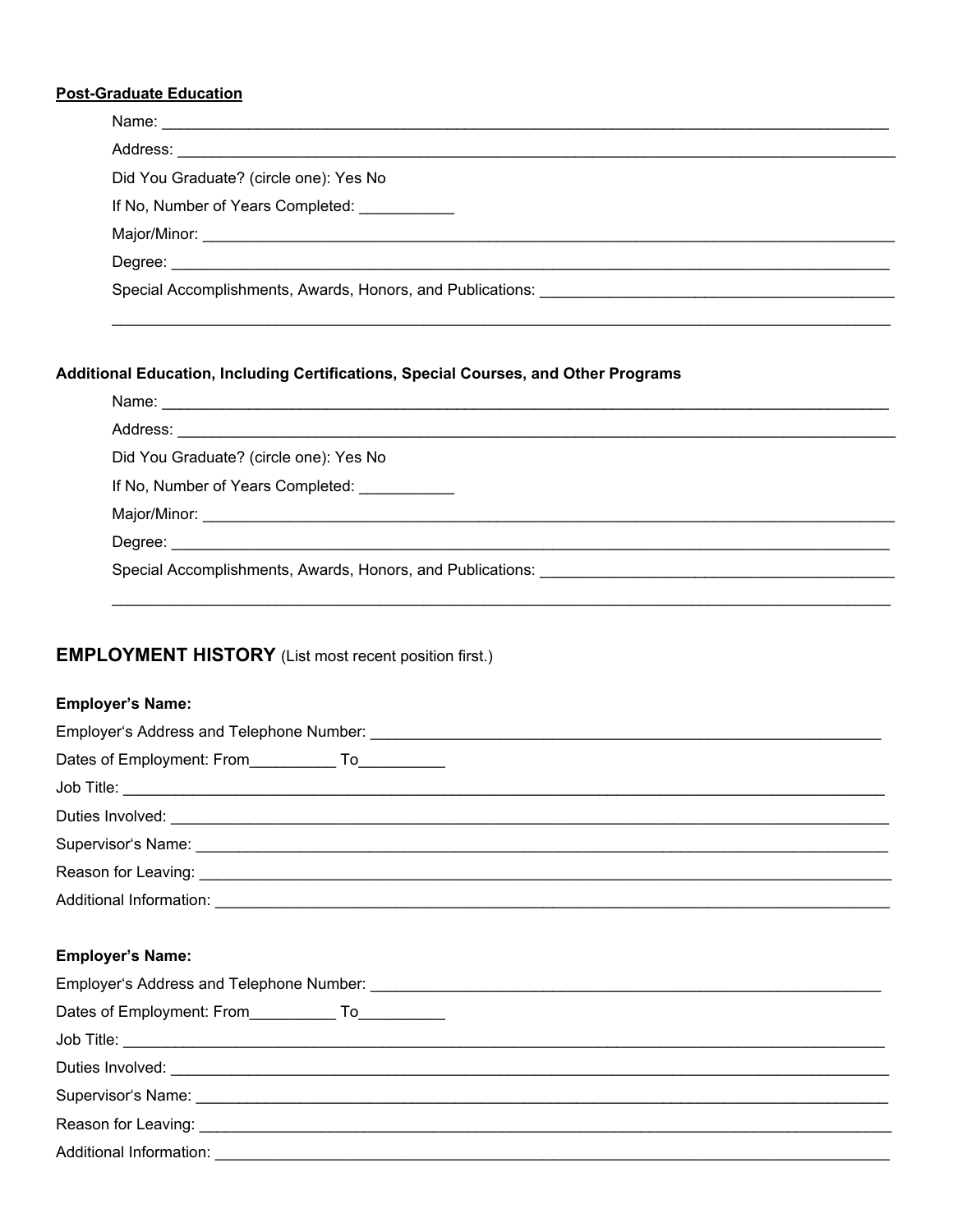**Post-Graduate Education**

Name: ______________________________________________________________________________

Address: ____________________________________________________________________________

Did You Graduate? (circle one): Yes No

If No, Number of Years Completed: ___________

Major/Minor: ________________________________________________________________________

Degree: ____________________________________________________________________________

Special Accomplishments, Awards, Honors, and Publications: ________________________________________

_________________________________________________________________________________________

**Additional Education, Including Certifications, Special Courses, and Other Programs**

Name: ______________________________________________________________________________

Address: ____________________________________________________________________________

Did You Graduate? (circle one): Yes No

If No, Number of Years Completed: ___________

Major/Minor: ________________________________________________________________________

Degree: ____________________________________________________________________________

Special Accomplishments, Awards, Honors, and Publications: ________________________________________

_________________________________________________________________________________________

## EMPLOYMENT HISTORY (List most recent position first.)

**Employer's Name:**

Employer's Address and Telephone Number: _____________________________________________________

Dates of Employment: From__________ To__________

Job Title: ____________________________________________________________________________

Duties Involved: _______________________________________________________________________

Supervisor's Name: _____________________________________________________________________

Reason for Leaving: ____________________________________________________________________

Additional Information: __________________________________________________________________

**Employer's Name:**

Employer's Address and Telephone Number: _____________________________________________________

Dates of Employment: From__________ To__________

Job Title: ____________________________________________________________________________

Duties Involved: _______________________________________________________________________

Supervisor's Name: _____________________________________________________________________

Reason for Leaving: ____________________________________________________________________

Additional Information: __________________________________________________________________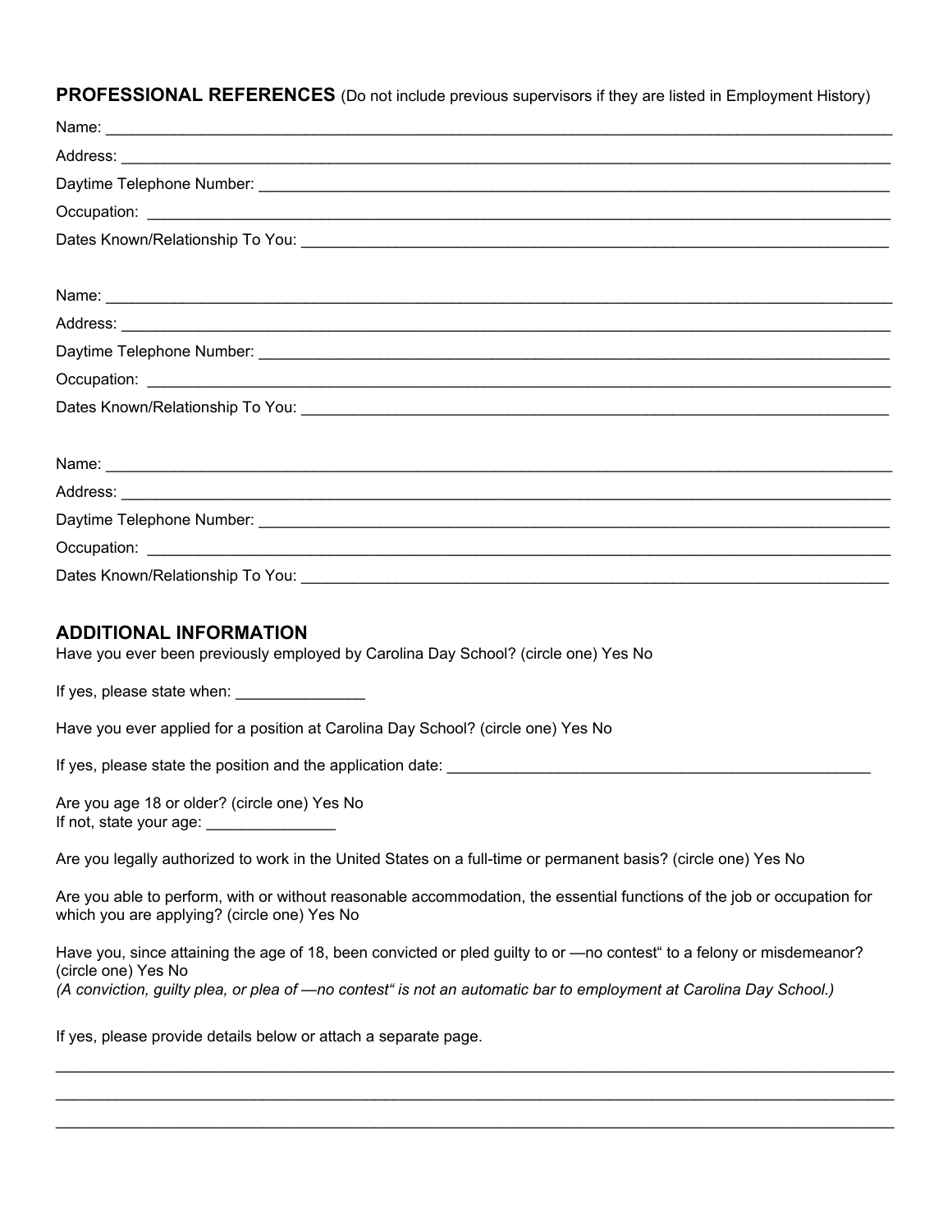**PROFESSIONAL REFERENCES** (Do not include previous supervisors if they are listed in Employment History)

Name: ______________________________________________________________________________

Address: ____________________________________________________________________________

Daytime Telephone Number: ___________________________________________________________

Occupation: _________________________________________________________________________

Dates Known/Relationship To You: ______________________________________________________

Name: ______________________________________________________________________________

Address: ____________________________________________________________________________

Daytime Telephone Number: ___________________________________________________________

Occupation: _________________________________________________________________________

Dates Known/Relationship To You: ______________________________________________________

Name: ______________________________________________________________________________

Address: ____________________________________________________________________________

Daytime Telephone Number: ___________________________________________________________

Occupation: _________________________________________________________________________

Dates Known/Relationship To You: ______________________________________________________

## ADDITIONAL INFORMATION

Have you ever been previously employed by Carolina Day School? (circle one) Yes No

If yes, please state when: _______________

Have you ever applied for a position at Carolina Day School? (circle one) Yes No

If yes, please state the position and the application date: _____________________________________________________

Are you age 18 or older? (circle one) Yes No
If not, state your age: _______________

Are you legally authorized to work in the United States on a full-time or permanent basis? (circle one) Yes No

Are you able to perform, with or without reasonable accommodation, the essential functions of the job or occupation for which you are applying? (circle one) Yes No

Have you, since attaining the age of 18, been convicted or pled guilty to or —no contest" to a felony or misdemeanor? (circle one) Yes No
*(A conviction, guilty plea, or plea of —no contest" is not an automatic bar to employment at Carolina Day School.)*

If yes, please provide details below or attach a separate page.

____________________________________________________________________________________________

____________________________________________________________________________________________

____________________________________________________________________________________________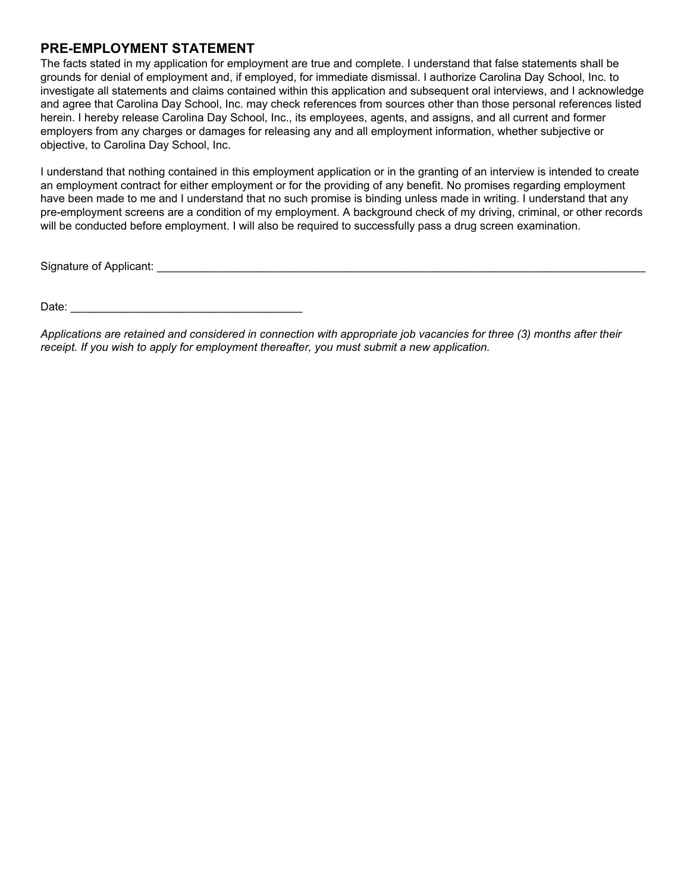## PRE-EMPLOYMENT STATEMENT

The facts stated in my application for employment are true and complete. I understand that false statements shall be grounds for denial of employment and, if employed, for immediate dismissal. I authorize Carolina Day School, Inc. to investigate all statements and claims contained within this application and subsequent oral interviews, and I acknowledge and agree that Carolina Day School, Inc. may check references from sources other than those personal references listed herein. I hereby release Carolina Day School, Inc., its employees, agents, and assigns, and all current and former employers from any charges or damages for releasing any and all employment information, whether subjective or objective, to Carolina Day School, Inc.

I understand that nothing contained in this employment application or in the granting of an interview is intended to create an employment contract for either employment or for the providing of any benefit. No promises regarding employment have been made to me and I understand that no such promise is binding unless made in writing. I understand that any pre-employment screens are a condition of my employment. A background check of my driving, criminal, or other records will be conducted before employment. I will also be required to successfully pass a drug screen examination.

Signature of Applicant: ______________________________________________________________________________

Date: _____________________________________

*Applications are retained and considered in connection with appropriate job vacancies for three (3) months after their receipt. If you wish to apply for employment thereafter, you must submit a new application.*